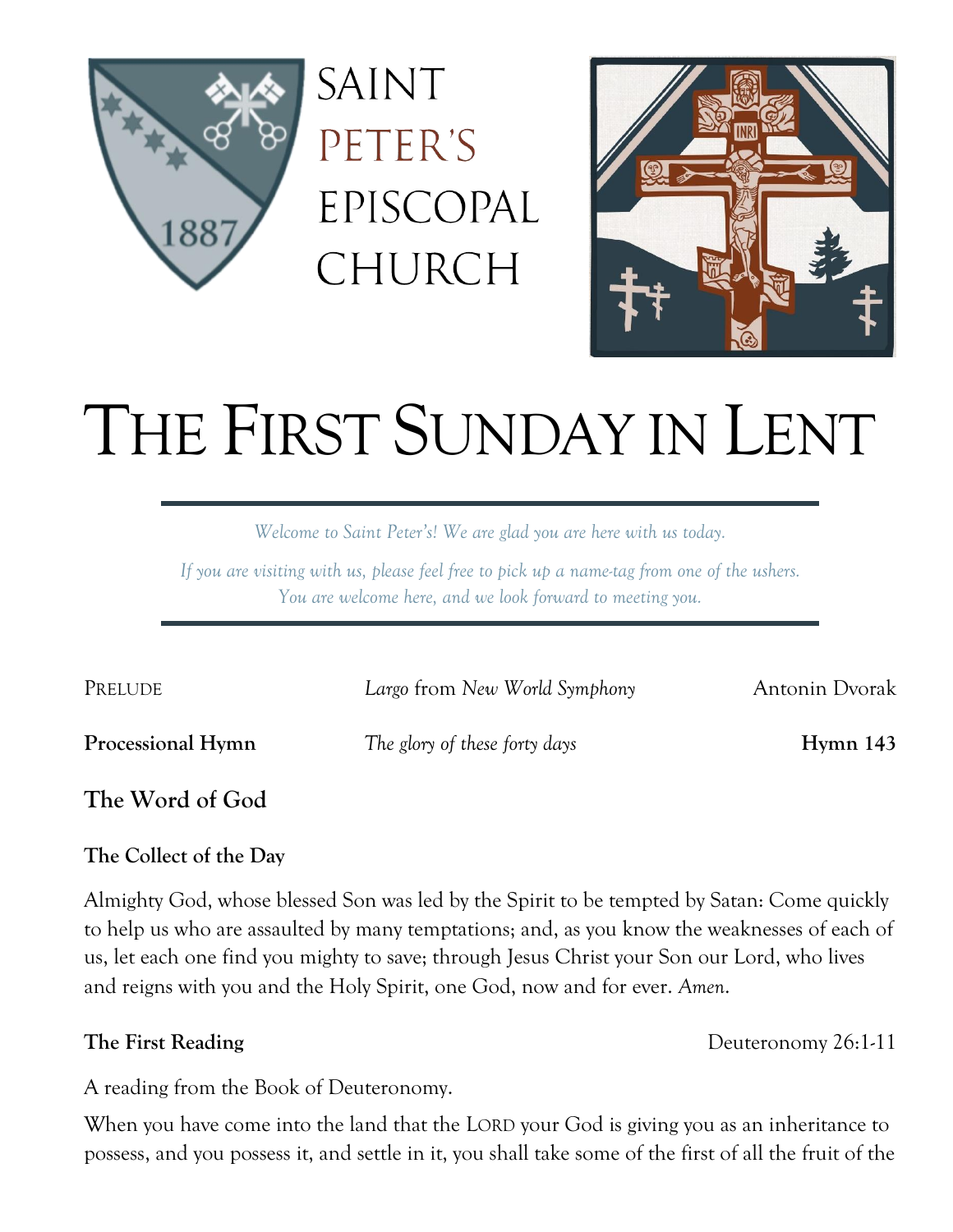SAINT PETER'S EPISCOPAL CHURCH

# THE FIRST SUNDAY IN LENT

*Welcome to Saint Peter's! We are glad you are here with us today.*

*If you are visiting with us, please feel free to pick up a name-tag from one of the ushers. You are welcome here, and we look forward to meeting you.*

PRELUDE — *Largo* from *New World Symphony* — Antonin Dvorak

**Processional Hymn** — *The glory of these forty days* — **Hymn 143**

## The Word of God

### The Collect of the Day

Almighty God, whose blessed Son was led by the Spirit to be tempted by Satan: Come quickly to help us who are assaulted by many temptations; and, as you know the weaknesses of each of us, let each one find you mighty to save; through Jesus Christ your Son our Lord, who lives and reigns with you and the Holy Spirit, one God, now and for ever. *Amen*.

### The First Reading — Deuteronomy 26:1-11

A reading from the Book of Deuteronomy.

When you have come into the land that the LORD your God is giving you as an inheritance to possess, and you possess it, and settle in it, you shall take some of the first of all the fruit of the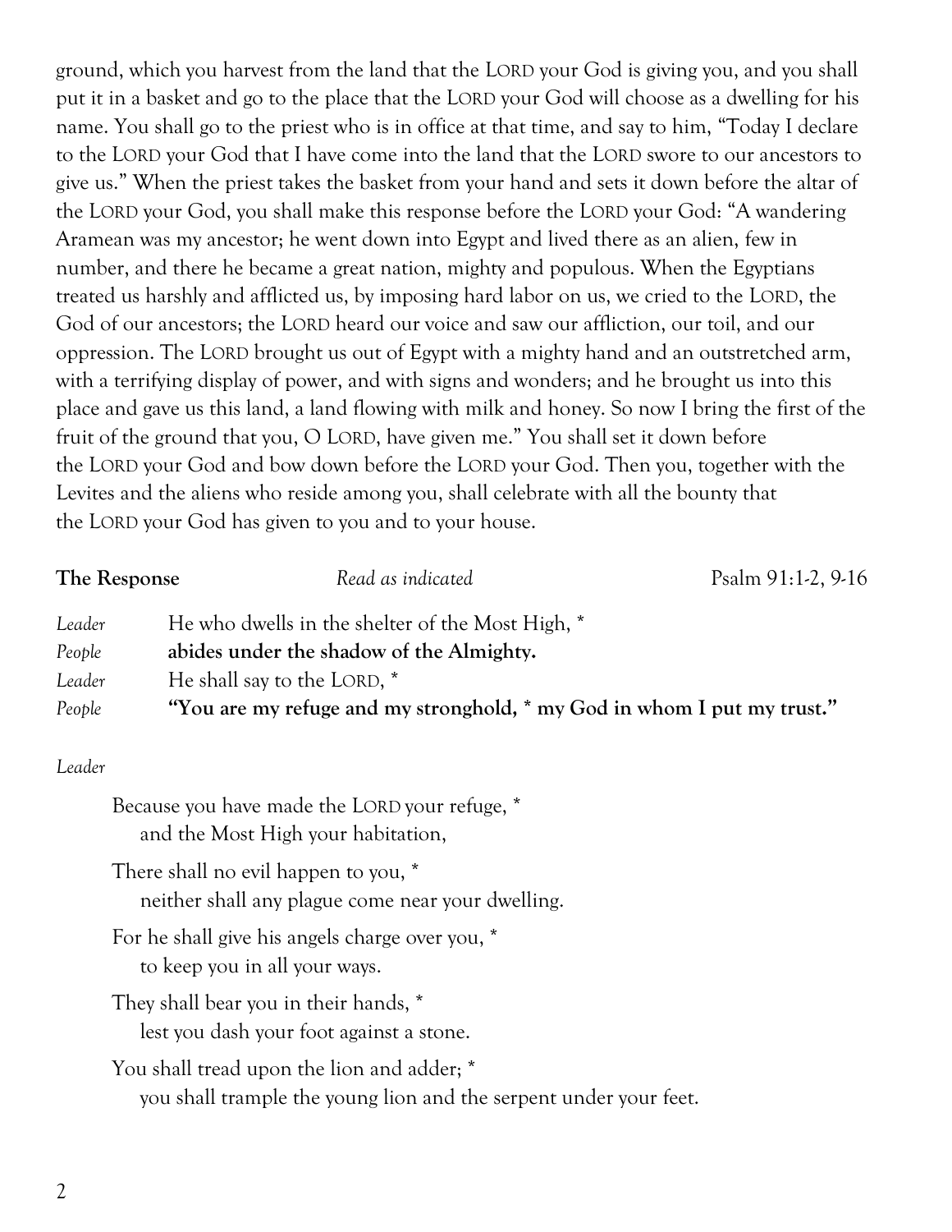ground, which you harvest from the land that the LORD your God is giving you, and you shall put it in a basket and go to the place that the LORD your God will choose as a dwelling for his name. You shall go to the priest who is in office at that time, and say to him, "Today I declare to the LORD your God that I have come into the land that the LORD swore to our ancestors to give us." When the priest takes the basket from your hand and sets it down before the altar of the LORD your God, you shall make this response before the LORD your God: "A wandering Aramean was my ancestor; he went down into Egypt and lived there as an alien, few in number, and there he became a great nation, mighty and populous. When the Egyptians treated us harshly and afflicted us, by imposing hard labor on us, we cried to the LORD, the God of our ancestors; the LORD heard our voice and saw our affliction, our toil, and our oppression. The LORD brought us out of Egypt with a mighty hand and an outstretched arm, with a terrifying display of power, and with signs and wonders; and he brought us into this place and gave us this land, a land flowing with milk and honey. So now I bring the first of the fruit of the ground that you, O LORD, have given me." You shall set it down before the LORD your God and bow down before the LORD your God. Then you, together with the Levites and the aliens who reside among you, shall celebrate with all the bounty that the LORD your God has given to you and to your house.

**The Response** *Read as indicated* Psalm 91:1-2, 9-16

*Leader* He who dwells in the shelter of the Most High, *

*People* **abides under the shadow of the Almighty.**

*Leader* He shall say to the LORD, *

*People* **"You are my refuge and my stronghold, * my God in whom I put my trust."**

*Leader*

Because you have made the LORD your refuge, *
and the Most High your habitation,

There shall no evil happen to you, *
neither shall any plague come near your dwelling.

For he shall give his angels charge over you, *
to keep you in all your ways.

They shall bear you in their hands, *
lest you dash your foot against a stone.

You shall tread upon the lion and adder; *
you shall trample the young lion and the serpent under your feet.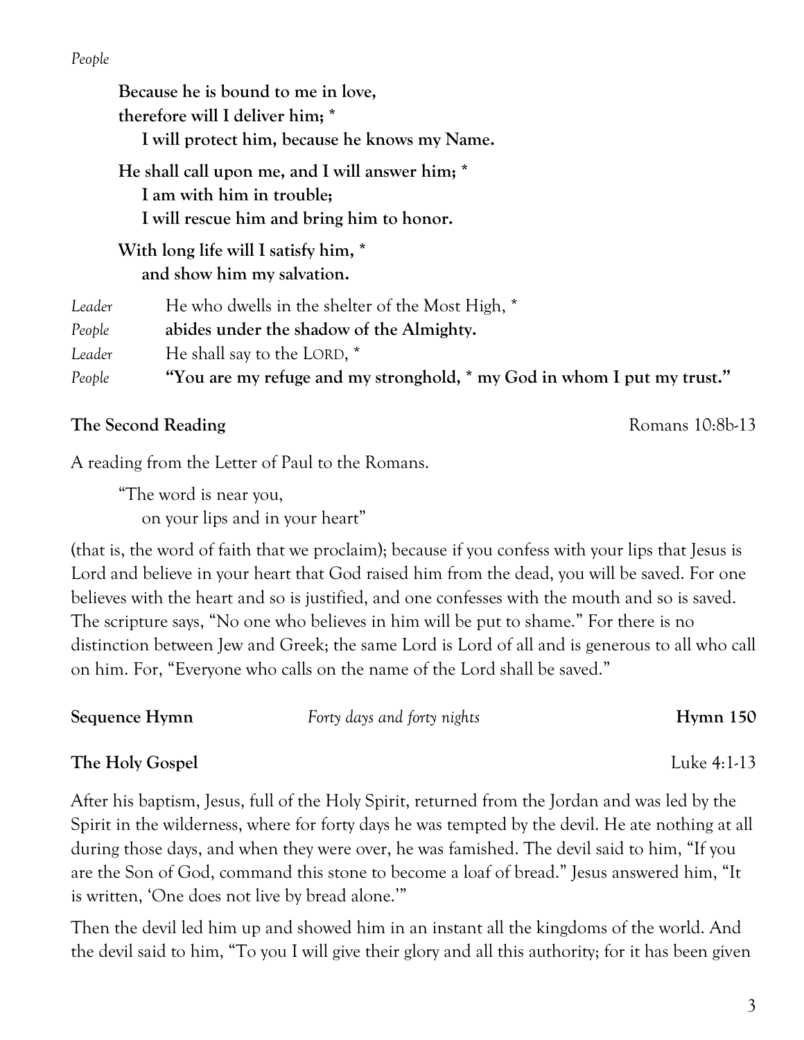*People*

> **Because he is bound to me in love,**
> **therefore will I deliver him; ***
> **I will protect him, because he knows my Name.**
>
> **He shall call upon me, and I will answer him; ***
> **I am with him in trouble;**
> **I will rescue him and bring him to honor.**
>
> **With long life will I satisfy him, ***
> **and show him my salvation.**

*Leader* He who dwells in the shelter of the Most High, *
*People* **abides under the shadow of the Almighty.**
*Leader* He shall say to the LORD, *
*People* **"You are my refuge and my stronghold, * my God in whom I put my trust."**

**The Second Reading** Romans 10:8b-13

A reading from the Letter of Paul to the Romans.

> "The word is near you,
> on your lips and in your heart"

(that is, the word of faith that we proclaim); because if you confess with your lips that Jesus is Lord and believe in your heart that God raised him from the dead, you will be saved. For one believes with the heart and so is justified, and one confesses with the mouth and so is saved. The scripture says, "No one who believes in him will be put to shame." For there is no distinction between Jew and Greek; the same Lord is Lord of all and is generous to all who call on him. For, "Everyone who calls on the name of the Lord shall be saved."

**Sequence Hymn** *Forty days and forty nights* **Hymn 150**

**The Holy Gospel** Luke 4:1-13

After his baptism, Jesus, full of the Holy Spirit, returned from the Jordan and was led by the Spirit in the wilderness, where for forty days he was tempted by the devil. He ate nothing at all during those days, and when they were over, he was famished. The devil said to him, "If you are the Son of God, command this stone to become a loaf of bread." Jesus answered him, "It is written, 'One does not live by bread alone.'"

Then the devil led him up and showed him in an instant all the kingdoms of the world. And the devil said to him, "To you I will give their glory and all this authority; for it has been given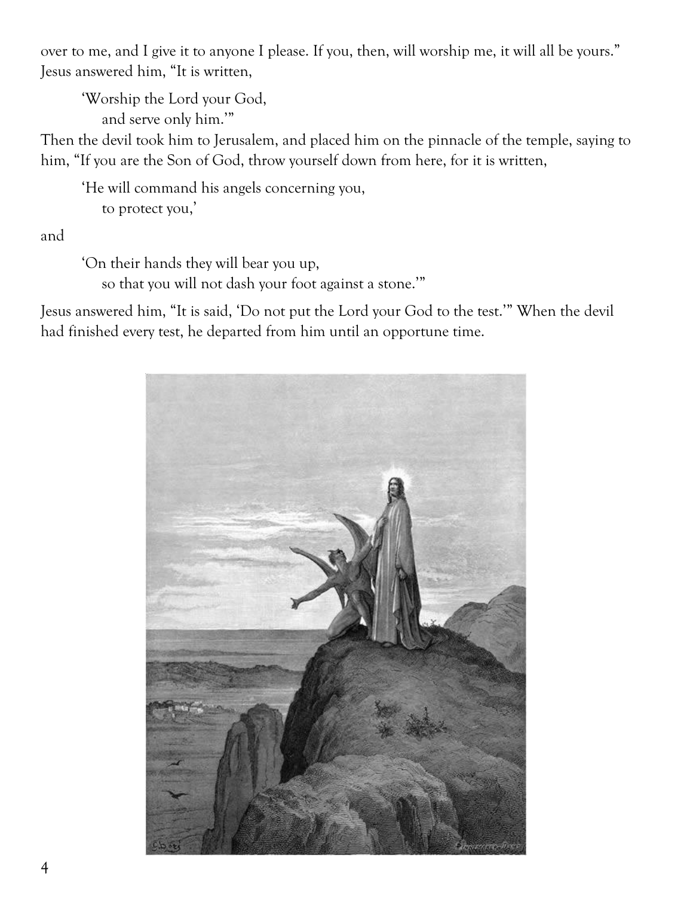over to me, and I give it to anyone I please. If you, then, will worship me, it will all be yours." Jesus answered him, "It is written,

> 'Worship the Lord your God,
> and serve only him.'"

Then the devil took him to Jerusalem, and placed him on the pinnacle of the temple, saying to him, "If you are the Son of God, throw yourself down from here, for it is written,

> 'He will command his angels concerning you,
> to protect you,'

and

> 'On their hands they will bear you up,
> so that you will not dash your foot against a stone.'"

Jesus answered him, "It is said, 'Do not put the Lord your God to the test.'" When the devil had finished every test, he departed from him until an opportune time.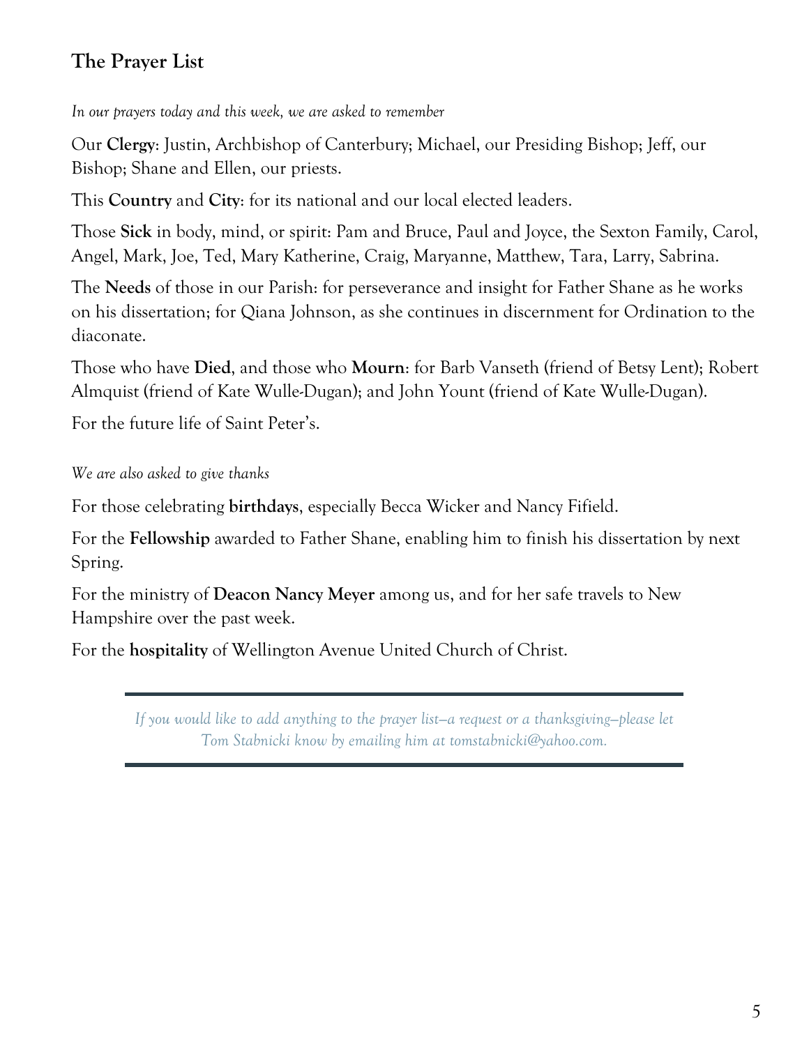## The Prayer List

*In our prayers today and this week, we are asked to remember*

Our **Clergy**: Justin, Archbishop of Canterbury; Michael, our Presiding Bishop; Jeff, our Bishop; Shane and Ellen, our priests.

This **Country** and **City**: for its national and our local elected leaders.

Those **Sick** in body, mind, or spirit: Pam and Bruce, Paul and Joyce, the Sexton Family, Carol, Angel, Mark, Joe, Ted, Mary Katherine, Craig, Maryanne, Matthew, Tara, Larry, Sabrina.

The **Needs** of those in our Parish: for perseverance and insight for Father Shane as he works on his dissertation; for Qiana Johnson, as she continues in discernment for Ordination to the diaconate.

Those who have **Died**, and those who **Mourn**: for Barb Vanseth (friend of Betsy Lent); Robert Almquist (friend of Kate Wulle-Dugan); and John Yount (friend of Kate Wulle-Dugan).

For the future life of Saint Peter's.

*We are also asked to give thanks*

For those celebrating **birthdays**, especially Becca Wicker and Nancy Fifield.

For the **Fellowship** awarded to Father Shane, enabling him to finish his dissertation by next Spring.

For the ministry of **Deacon Nancy Meyer** among us, and for her safe travels to New Hampshire over the past week.

For the **hospitality** of Wellington Avenue United Church of Christ.

*If you would like to add anything to the prayer list—a request or a thanksgiving—please let Tom Stabnicki know by emailing him at tomstabnicki@yahoo.com.*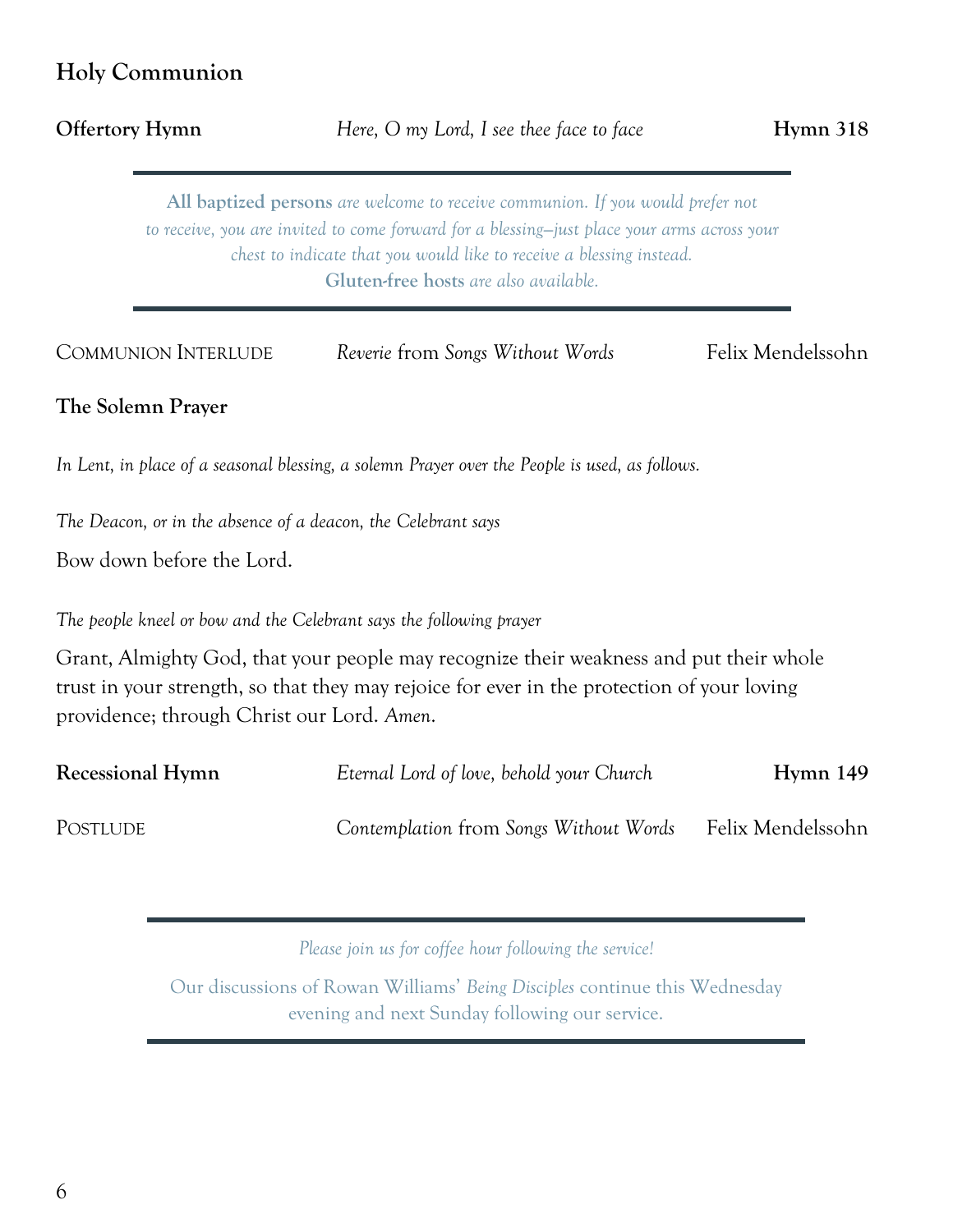## Holy Communion

**Offertory Hymn** *Here, O my Lord, I see thee face to face* **Hymn 318**

---

**All baptized persons** *are welcome to receive communion. If you would prefer not to receive, you are invited to come forward for a blessing–just place your arms across your chest to indicate that you would like to receive a blessing instead.*
**Gluten-free hosts** *are also available.*

---

COMMUNION INTERLUDE *Reverie* from *Songs Without Words* Felix Mendelssohn

**The Solemn Prayer**

*In Lent, in place of a seasonal blessing, a solemn Prayer over the People is used, as follows.*

*The Deacon, or in the absence of a deacon, the Celebrant says*

Bow down before the Lord.

*The people kneel or bow and the Celebrant says the following prayer*

Grant, Almighty God, that your people may recognize their weakness and put their whole trust in your strength, so that they may rejoice for ever in the protection of your loving providence; through Christ our Lord. *Amen.*

**Recessional Hymn** *Eternal Lord of love, behold your Church* **Hymn 149**

POSTLUDE *Contemplation* from *Songs Without Words* Felix Mendelssohn

---

*Please join us for coffee hour following the service!*

Our discussions of Rowan Williams' *Being Disciples* continue this Wednesday evening and next Sunday following our service.

---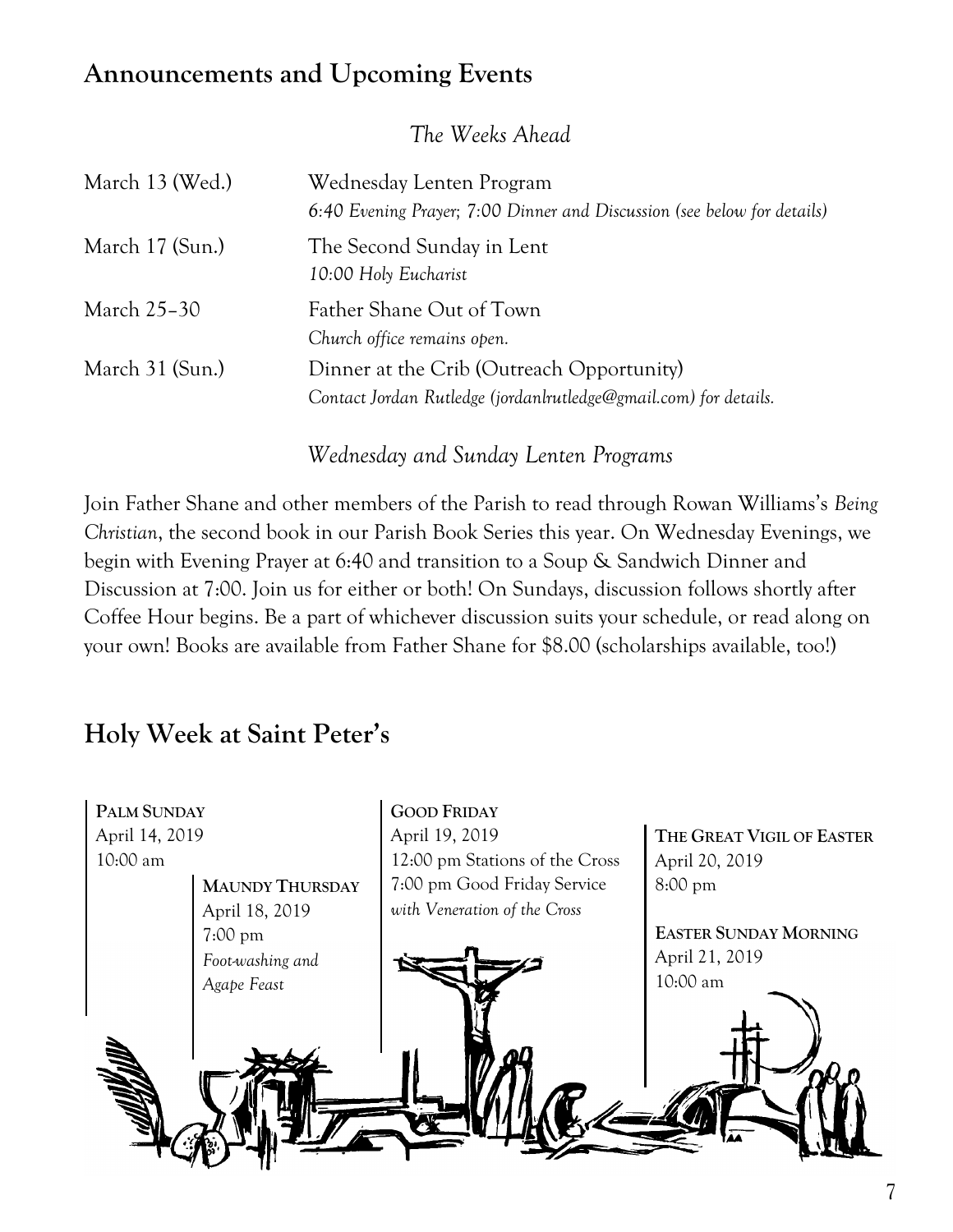## Announcements and Upcoming Events

*The Weeks Ahead*

| | |
|---|---|
| March 13 (Wed.) | Wednesday Lenten Program<br>*6:40 Evening Prayer; 7:00 Dinner and Discussion (see below for details)* |
| March 17 (Sun.) | The Second Sunday in Lent<br>*10:00 Holy Eucharist* |
| March 25–30 | Father Shane Out of Town<br>*Church office remains open.* |
| March 31 (Sun.) | Dinner at the Crib (Outreach Opportunity)<br>*Contact Jordan Rutledge (jordanlrutledge@gmail.com) for details.* |

*Wednesday and Sunday Lenten Programs*

Join Father Shane and other members of the Parish to read through Rowan Williams's *Being Christian*, the second book in our Parish Book Series this year. On Wednesday Evenings, we begin with Evening Prayer at 6:40 and transition to a Soup & Sandwich Dinner and Discussion at 7:00. Join us for either or both! On Sundays, discussion follows shortly after Coffee Hour begins. Be a part of whichever discussion suits your schedule, or read along on your own! Books are available from Father Shane for $8.00 (scholarships available, too!)

## Holy Week at Saint Peter's

**PALM SUNDAY**
April 14, 2019
10:00 am

**MAUNDY THURSDAY**
April 18, 2019
7:00 pm
*Foot-washing and Agape Feast*

**GOOD FRIDAY**
April 19, 2019
12:00 pm Stations of the Cross
7:00 pm Good Friday Service
*with Veneration of the Cross*

**THE GREAT VIGIL OF EASTER**
April 20, 2019
8:00 pm

**EASTER SUNDAY MORNING**
April 21, 2019
10:00 am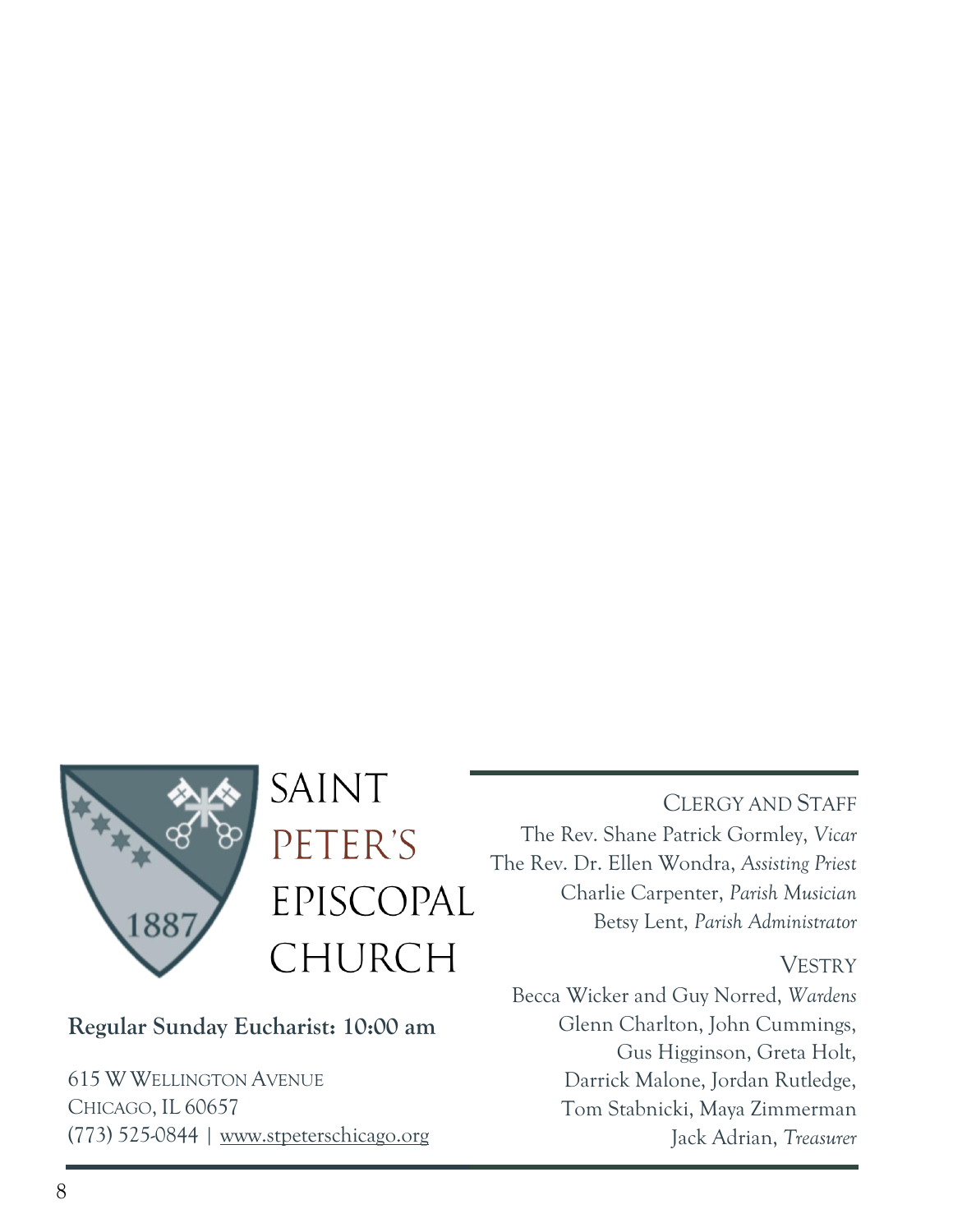# SAINT PETER'S EPISCOPAL CHURCH

1887

**Regular Sunday Eucharist: 10:00 am**

615 W Wellington Avenue
Chicago, IL 60657
(773) 525-0844 | www.stpeterschicago.org

## Clergy and Staff

The Rev. Shane Patrick Gormley, *Vicar*
The Rev. Dr. Ellen Wondra, *Assisting Priest*
Charlie Carpenter, *Parish Musician*
Betsy Lent, *Parish Administrator*

## Vestry

Becca Wicker and Guy Norred, *Wardens*
Glenn Charlton, John Cummings,
Gus Higginson, Greta Holt,
Darrick Malone, Jordan Rutledge,
Tom Stabnicki, Maya Zimmerman
Jack Adrian, *Treasurer*